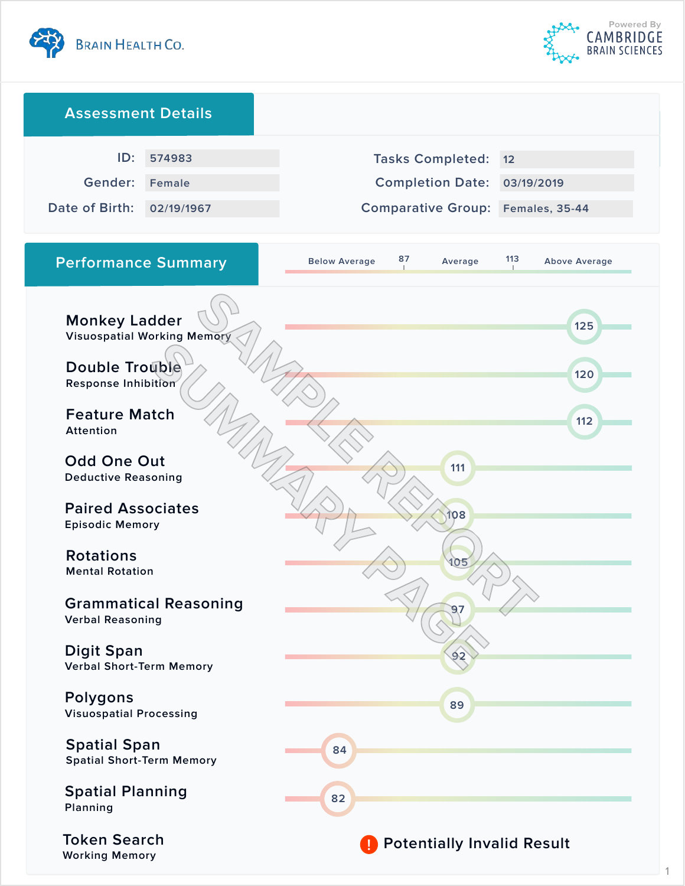Brain Health Co.

Powered By CAMBRIDGE BRAIN SCIENCES

## Assessment Details

| | | | |
|---|---|---|---|
| ID: | 574983 | Tasks Completed: | 12 |
| Gender: | Female | Completion Date: | 03/19/2019 |
| Date of Birth: | 02/19/1967 | Comparative Group: | Females, 35-44 |

## Performance Summary

Below Average | 87 | Average | 113 | Above Average

SAMPLE REPORT SUMMARY PAGE

| Task | Domain | Score |
|---|---|---|
| Monkey Ladder | Visuospatial Working Memory | 125 |
| Double Trouble | Response Inhibition | 120 |
| Feature Match | Attention | 112 |
| Odd One Out | Deductive Reasoning | 111 |
| Paired Associates | Episodic Memory | 108 |
| Rotations | Mental Rotation | 105 |
| Grammatical Reasoning | Verbal Reasoning | 97 |
| Digit Span | Verbal Short-Term Memory | 92 |
| Polygons | Visuospatial Processing | 89 |
| Spatial Span | Spatial Short-Term Memory | 84 |
| Spatial Planning | Planning | 82 |
| Token Search | Working Memory | ! Potentially Invalid Result |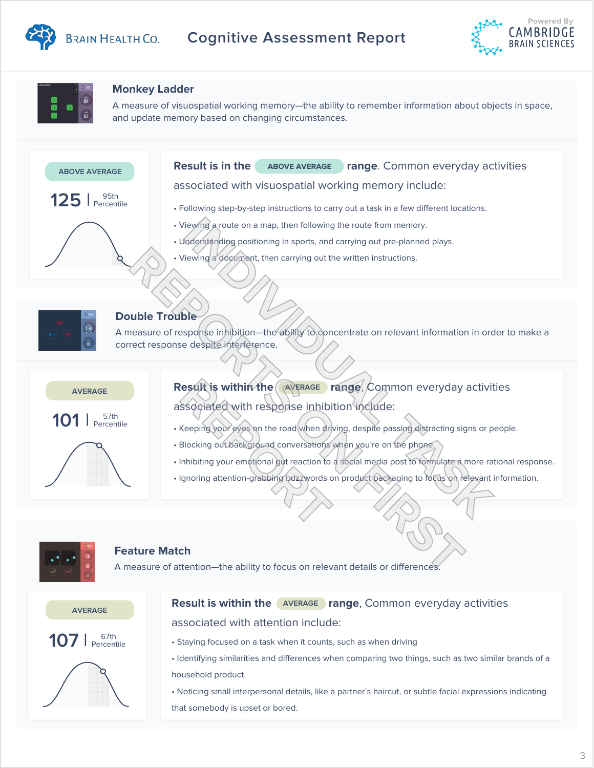# Cognitive Assessment Report

## Monkey Ladder

A measure of visuospatial working memory—the ability to remember information about objects in space, and update memory based on changing circumstances.

ABOVE AVERAGE

**125** | 95th Percentile

**Result is in the** ABOVE AVERAGE **range**. Common everyday activities associated with visuospatial working memory include:

- Following step-by-step instructions to carry out a task in a few different locations.
- Viewing a route on a map, then following the route from memory.
- Understanding positioning in sports, and carrying out pre-planned plays.
- Viewing a document, then carrying out the written instructions.

## Double Trouble

A measure of response inhibition—the ability to concentrate on relevant information in order to make a correct response despite interference.

AVERAGE

**101** | 57th Percentile

**Result is within the** AVERAGE **range**, Common everyday activities associated with response inhibition include:

- Keeping your eyes on the road when driving, despite passing distracting signs or people.
- Blocking out background conversations when you're on the phone.
- Inhibiting your emotional gut reaction to a social media post to formulate a more rational response.
- Ignoring attention-grabbing buzzwords on product packaging to focus on relevant information.

## Feature Match

A measure of attention—the ability to focus on relevant details or differences.

AVERAGE

**107** | 67th Percentile

**Result is within the** AVERAGE **range**, Common everyday activities associated with attention include:

- Staying focused on a task when it counts, such as when driving
- Identifying similarities and differences when comparing two things, such as two similar brands of a household product.
- Noticing small interpersonal details, like a partner's haircut, or subtle facial expressions indicating that somebody is upset or bored.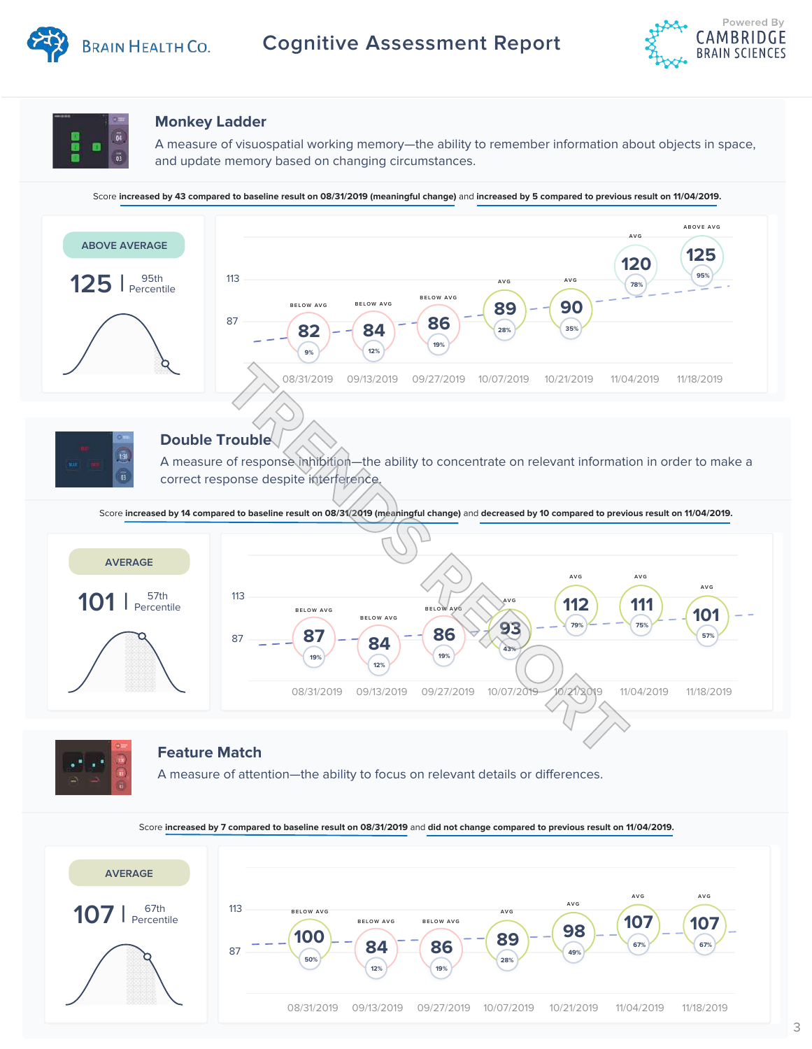Brain Health Co.

# Cognitive Assessment Report

Powered By CAMBRIDGE BRAIN SCIENCES

## Monkey Ladder

A measure of visuospatial working memory—the ability to remember information about objects in space, and update memory based on changing circumstances.

Score **increased by 43 compared to baseline result on 08/31/2019 (meaningful change)** and **increased by 5 compared to previous result on 11/04/2019.**

ABOVE AVERAGE

125 | 95th Percentile

113
87

BELOW AVG 82 9% 08/31/2019
BELOW AVG 84 12% 09/13/2019
BELOW AVG 86 19% 09/27/2019
AVG 89 28% 10/07/2019
AVG 90 35% 10/21/2019
AVG 120 78% 11/04/2019
ABOVE AVG 125 95% 11/18/2019

TRENDS REPORT

## Double Trouble

A measure of response inhibition—the ability to concentrate on relevant information in order to make a correct response despite interference.

Score **increased by 14 compared to baseline result on 08/31/2019 (meaningful change)** and **decreased by 10 compared to previous result on 11/04/2019.**

AVERAGE

101 | 57th Percentile

113
87

BELOW AVG 87 19% 08/31/2019
BELOW AVG 84 12% 09/13/2019
BELOW AVG 86 19% 09/27/2019
AVG 93 43% 10/07/2019
AVG 112 79% 10/21/2019
AVG 111 75% 11/04/2019
AVG 101 57% 11/18/2019

## Feature Match

A measure of attention—the ability to focus on relevant details or differences.

Score **increased by 7 compared to baseline result on 08/31/2019** and **did not change compared to previous result on 11/04/2019.**

AVERAGE

107 | 67th Percentile

113
87

BELOW AVG 100 50% 08/31/2019
BELOW AVG 84 12% 09/13/2019
BELOW AVG 86 19% 09/27/2019
AVG 89 28% 10/07/2019
AVG 98 49% 10/21/2019
AVG 107 67% 11/04/2019
AVG 107 67% 11/18/2019